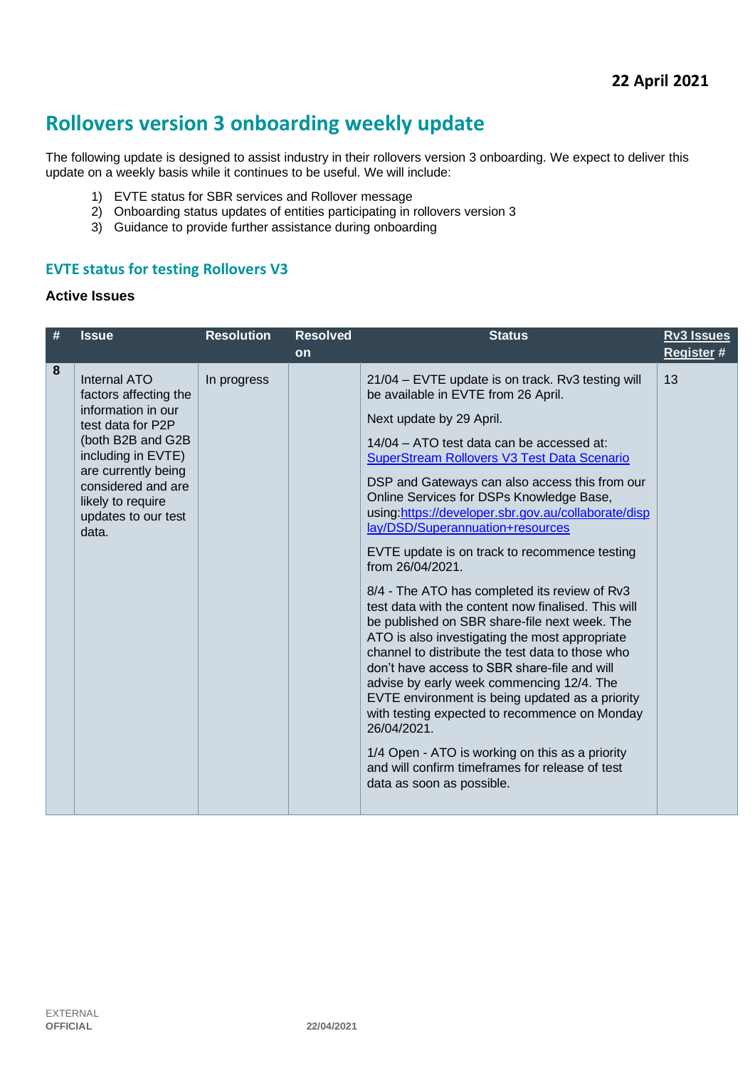**22 April 2021**

# Rollovers version 3 onboarding weekly update

The following update is designed to assist industry in their rollovers version 3 onboarding. We expect to deliver this update on a weekly basis while it continues to be useful. We will include:

1) EVTE status for SBR services and Rollover message
2) Onboarding status updates of entities participating in rollovers version 3
3) Guidance to provide further assistance during onboarding

## EVTE status for testing Rollovers V3

### Active Issues

| # | Issue | Resolution | Resolved on | Status | Rv3 Issues Register # |
|---|---|---|---|---|---|
| 8 | Internal ATO factors affecting the information in our test data for P2P (both B2B and G2B including in EVTE) are currently being considered and are likely to require updates to our test data. | In progress | | 21/04 – EVTE update is on track. Rv3 testing will be available in EVTE from 26 April.<br><br>Next update by 29 April.<br><br>14/04 – ATO test data can be accessed at: [SuperStream Rollovers V3 Test Data Scenario]()<br><br>DSP and Gateways can also access this from our Online Services for DSPs Knowledge Base, using:[https://developer.sbr.gov.au/collaborate/display/DSD/Superannuation+resources](https://developer.sbr.gov.au/collaborate/display/DSD/Superannuation+resources)<br><br>EVTE update is on track to recommence testing from 26/04/2021.<br><br>8/4 - The ATO has completed its review of Rv3 test data with the content now finalised. This will be published on SBR share-file next week. The ATO is also investigating the most appropriate channel to distribute the test data to those who don't have access to SBR share-file and will advise by early week commencing 12/4. The EVTE environment is being updated as a priority with testing expected to recommence on Monday 26/04/2021.<br><br>1/4 Open - ATO is working on this as a priority and will confirm timeframes for release of test data as soon as possible. | 13 |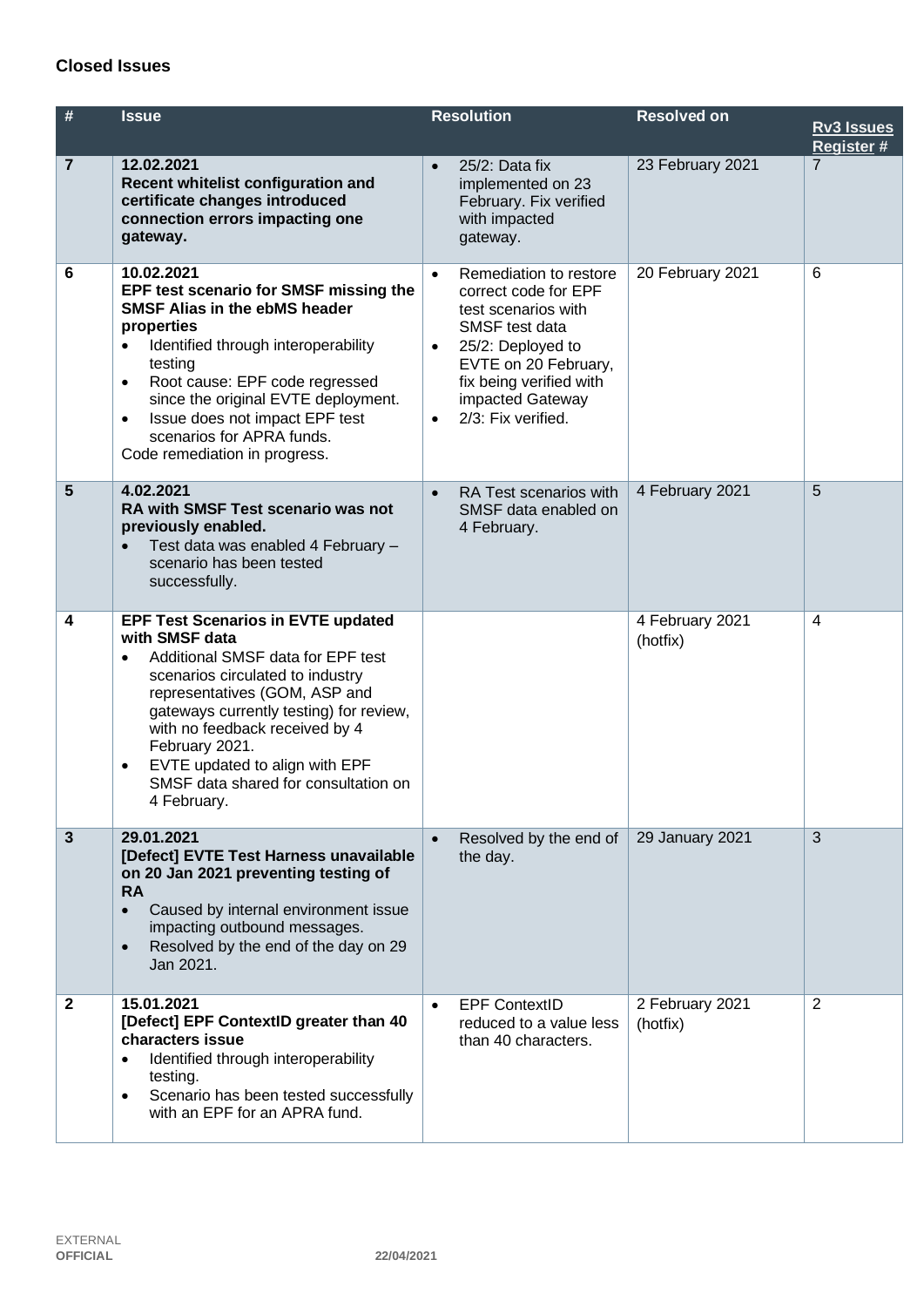### Closed Issues

| # | Issue | Resolution | Resolved on | Rv3 Issues Register # |
|---|---|---|---|---|
| 7 | **12.02.2021**<br>**Recent whitelist configuration and certificate changes introduced connection errors impacting one gateway.** | • 25/2: Data fix implemented on 23 February. Fix verified with impacted gateway. | 23 February 2021 | 7 |
| 6 | **10.02.2021**<br>**EPF test scenario for SMSF missing the SMSF Alias in the ebMS header properties**<br>• Identified through interoperability testing<br>• Root cause: EPF code regressed since the original EVTE deployment.<br>• Issue does not impact EPF test scenarios for APRA funds.<br>Code remediation in progress. | • Remediation to restore correct code for EPF test scenarios with SMSF test data<br>• 25/2: Deployed to EVTE on 20 February, fix being verified with impacted Gateway<br>• 2/3: Fix verified. | 20 February 2021 | 6 |
| 5 | **4.02.2021**<br>**RA with SMSF Test scenario was not previously enabled.**<br>• Test data was enabled 4 February – scenario has been tested successfully. | • RA Test scenarios with SMSF data enabled on 4 February. | 4 February 2021 | 5 |
| 4 | **EPF Test Scenarios in EVTE updated with SMSF data**<br>• Additional SMSF data for EPF test scenarios circulated to industry representatives (GOM, ASP and gateways currently testing) for review, with no feedback received by 4 February 2021.<br>• EVTE updated to align with EPF SMSF data shared for consultation on 4 February. | | 4 February 2021 (hotfix) | 4 |
| 3 | **29.01.2021**<br>**[Defect] EVTE Test Harness unavailable on 20 Jan 2021 preventing testing of RA**<br>• Caused by internal environment issue impacting outbound messages.<br>• Resolved by the end of the day on 29 Jan 2021. | • Resolved by the end of the day. | 29 January 2021 | 3 |
| 2 | **15.01.2021**<br>**[Defect] EPF ContextID greater than 40 characters issue**<br>• Identified through interoperability testing.<br>• Scenario has been tested successfully with an EPF for an APRA fund. | • EPF ContextID reduced to a value less than 40 characters. | 2 February 2021 (hotfix) | 2 |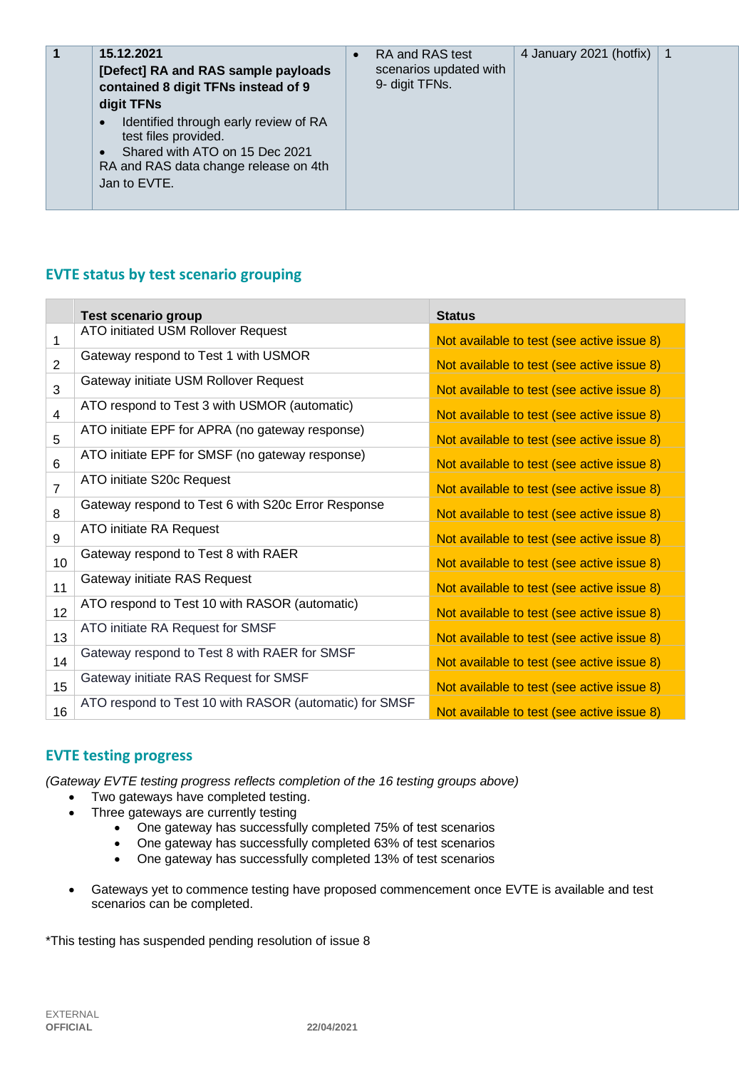| 1 | **15.12.2021**<br>**[Defect] RA and RAS sample payloads contained 8 digit TFNs instead of 9 digit TFNs**<br>• Identified through early review of RA test files provided.<br>• Shared with ATO on 15 Dec 2021<br>RA and RAS data change release on 4th Jan to EVTE. | • RA and RAS test scenarios updated with 9- digit TFNs. | 4 January 2021 (hotfix) | 1 |
|---|---|---|---|---|

## EVTE status by test scenario grouping

| | Test scenario group | Status |
|---|---|---|
| 1 | ATO initiated USM Rollover Request | Not available to test (see active issue 8) |
| 2 | Gateway respond to Test 1 with USMOR | Not available to test (see active issue 8) |
| 3 | Gateway initiate USM Rollover Request | Not available to test (see active issue 8) |
| 4 | ATO respond to Test 3 with USMOR (automatic) | Not available to test (see active issue 8) |
| 5 | ATO initiate EPF for APRA (no gateway response) | Not available to test (see active issue 8) |
| 6 | ATO initiate EPF for SMSF (no gateway response) | Not available to test (see active issue 8) |
| 7 | ATO initiate S20c Request | Not available to test (see active issue 8) |
| 8 | Gateway respond to Test 6 with S20c Error Response | Not available to test (see active issue 8) |
| 9 | ATO initiate RA Request | Not available to test (see active issue 8) |
| 10 | Gateway respond to Test 8 with RAER | Not available to test (see active issue 8) |
| 11 | Gateway initiate RAS Request | Not available to test (see active issue 8) |
| 12 | ATO respond to Test 10 with RASOR (automatic) | Not available to test (see active issue 8) |
| 13 | ATO initiate RA Request for SMSF | Not available to test (see active issue 8) |
| 14 | Gateway respond to Test 8 with RAER for SMSF | Not available to test (see active issue 8) |
| 15 | Gateway initiate RAS Request for SMSF | Not available to test (see active issue 8) |
| 16 | ATO respond to Test 10 with RASOR (automatic) for SMSF | Not available to test (see active issue 8) |

## EVTE testing progress

*(Gateway EVTE testing progress reflects completion of the 16 testing groups above)*

- Two gateways have completed testing.
- Three gateways are currently testing
  - One gateway has successfully completed 75% of test scenarios
  - One gateway has successfully completed 63% of test scenarios
  - One gateway has successfully completed 13% of test scenarios

- Gateways yet to commence testing have proposed commencement once EVTE is available and test scenarios can be completed.

*This testing has suspended pending resolution of issue 8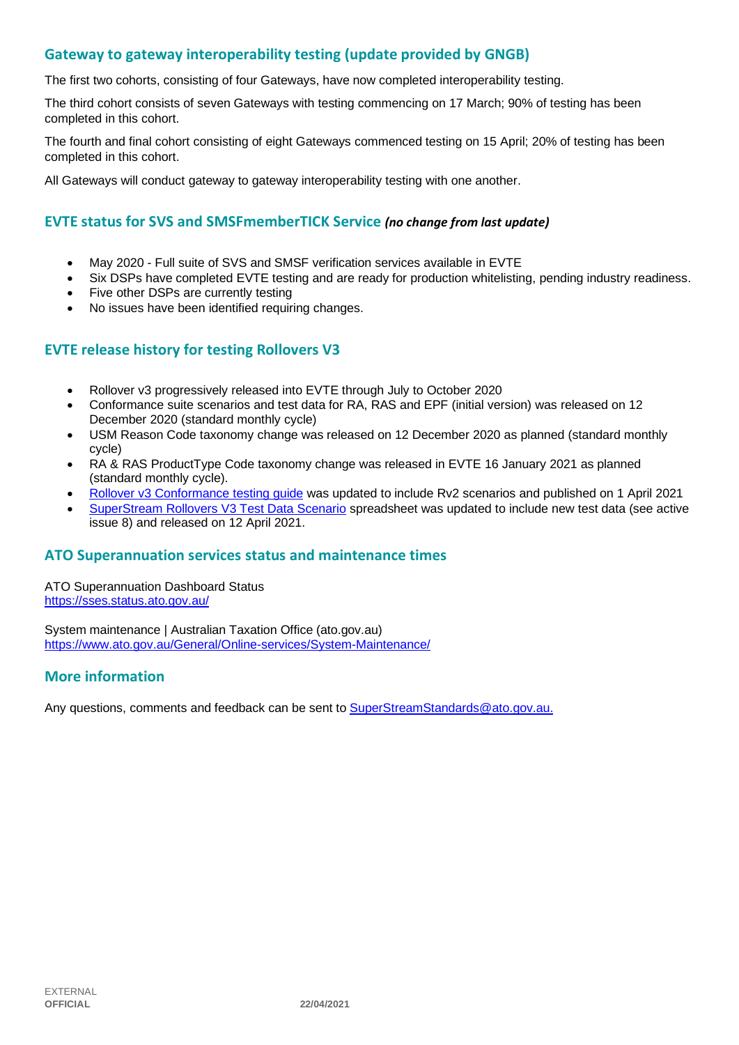## Gateway to gateway interoperability testing (update provided by GNGB)

The first two cohorts, consisting of four Gateways, have now completed interoperability testing.

The third cohort consists of seven Gateways with testing commencing on 17 March; 90% of testing has been completed in this cohort.

The fourth and final cohort consisting of eight Gateways commenced testing on 15 April; 20% of testing has been completed in this cohort.

All Gateways will conduct gateway to gateway interoperability testing with one another.

## EVTE status for SVS and SMSFmemberTICK Service ***(no change from last update)***

- May 2020 - Full suite of SVS and SMSF verification services available in EVTE
- Six DSPs have completed EVTE testing and are ready for production whitelisting, pending industry readiness.
- Five other DSPs are currently testing
- No issues have been identified requiring changes.

## EVTE release history for testing Rollovers V3

- Rollover v3 progressively released into EVTE through July to October 2020
- Conformance suite scenarios and test data for RA, RAS and EPF (initial version) was released on 12 December 2020 (standard monthly cycle)
- USM Reason Code taxonomy change was released on 12 December 2020 as planned (standard monthly cycle)
- RA & RAS ProductType Code taxonomy change was released in EVTE 16 January 2021 as planned (standard monthly cycle).
- Rollover v3 Conformance testing guide was updated to include Rv2 scenarios and published on 1 April 2021
- SuperStream Rollovers V3 Test Data Scenario spreadsheet was updated to include new test data (see active issue 8) and released on 12 April 2021.

## ATO Superannuation services status and maintenance times

ATO Superannuation Dashboard Status
https://sses.status.ato.gov.au/

System maintenance | Australian Taxation Office (ato.gov.au)
https://www.ato.gov.au/General/Online-services/System-Maintenance/

## More information

Any questions, comments and feedback can be sent to SuperStreamStandards@ato.gov.au.